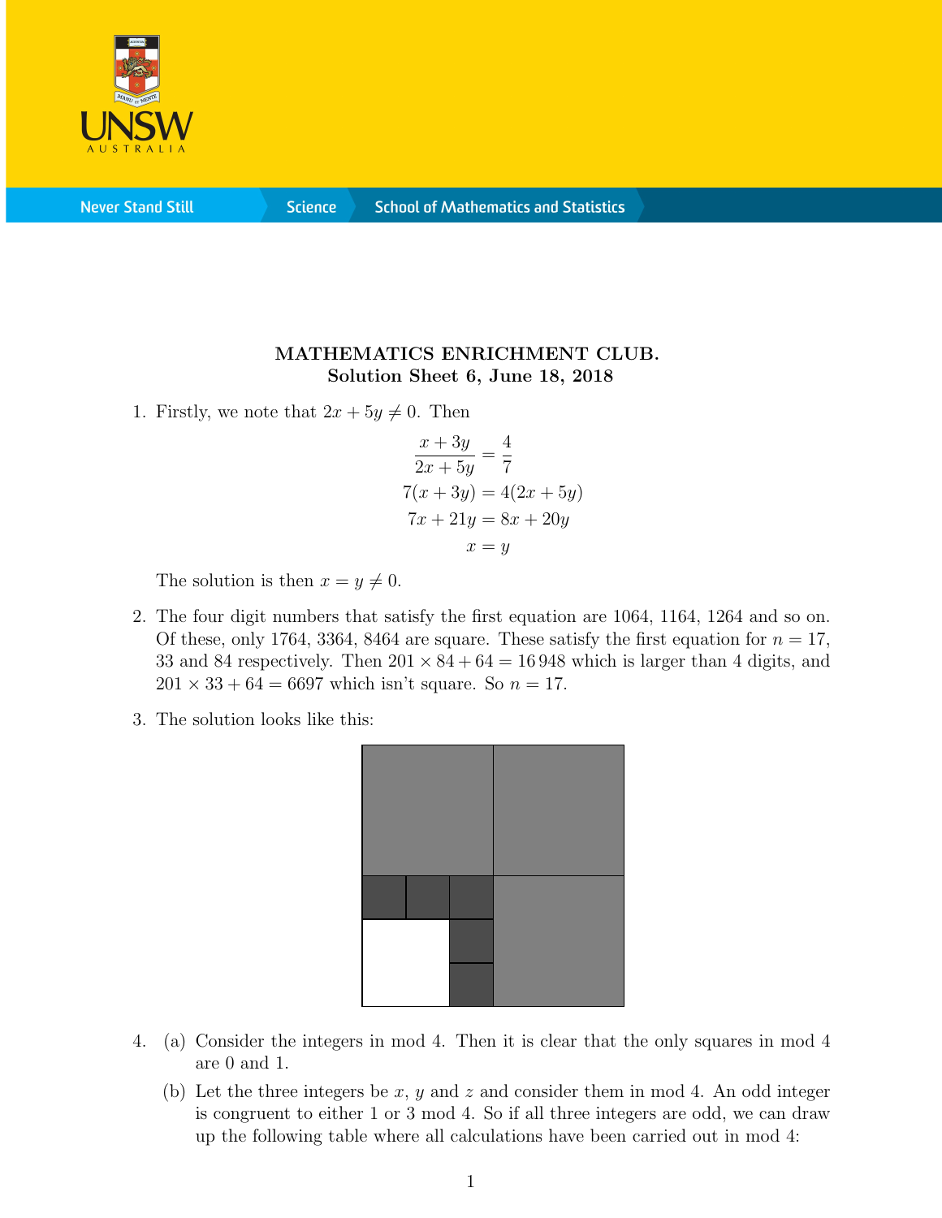**MATHEMATICS ENRICHMENT CLUB.**
**Solution Sheet 6, June 18, 2018**

1. Firstly, we note that $2x + 5y \neq 0$. Then

$$\frac{x + 3y}{2x + 5y} = \frac{4}{7}$$
$$7(x + 3y) = 4(2x + 5y)$$
$$7x + 21y = 8x + 20y$$
$$x = y$$

The solution is then $x = y \neq 0$.

2. The four digit numbers that satisfy the first equation are 1064, 1164, 1264 and so on. Of these, only 1764, 3364, 8464 are square. These satisfy the first equation for $n = 17$, 33 and 84 respectively. Then $201 \times 84 + 64 = 16\,948$ which is larger than 4 digits, and $201 \times 33 + 64 = 6697$ which isn't square. So $n = 17$.

3. The solution looks like this:

4. (a) Consider the integers in mod 4. Then it is clear that the only squares in mod 4 are 0 and 1.

   (b) Let the three integers be $x$, $y$ and $z$ and consider them in mod 4. An odd integer is congruent to either 1 or 3 mod 4. So if all three integers are odd, we can draw up the following table where all calculations have been carried out in mod 4: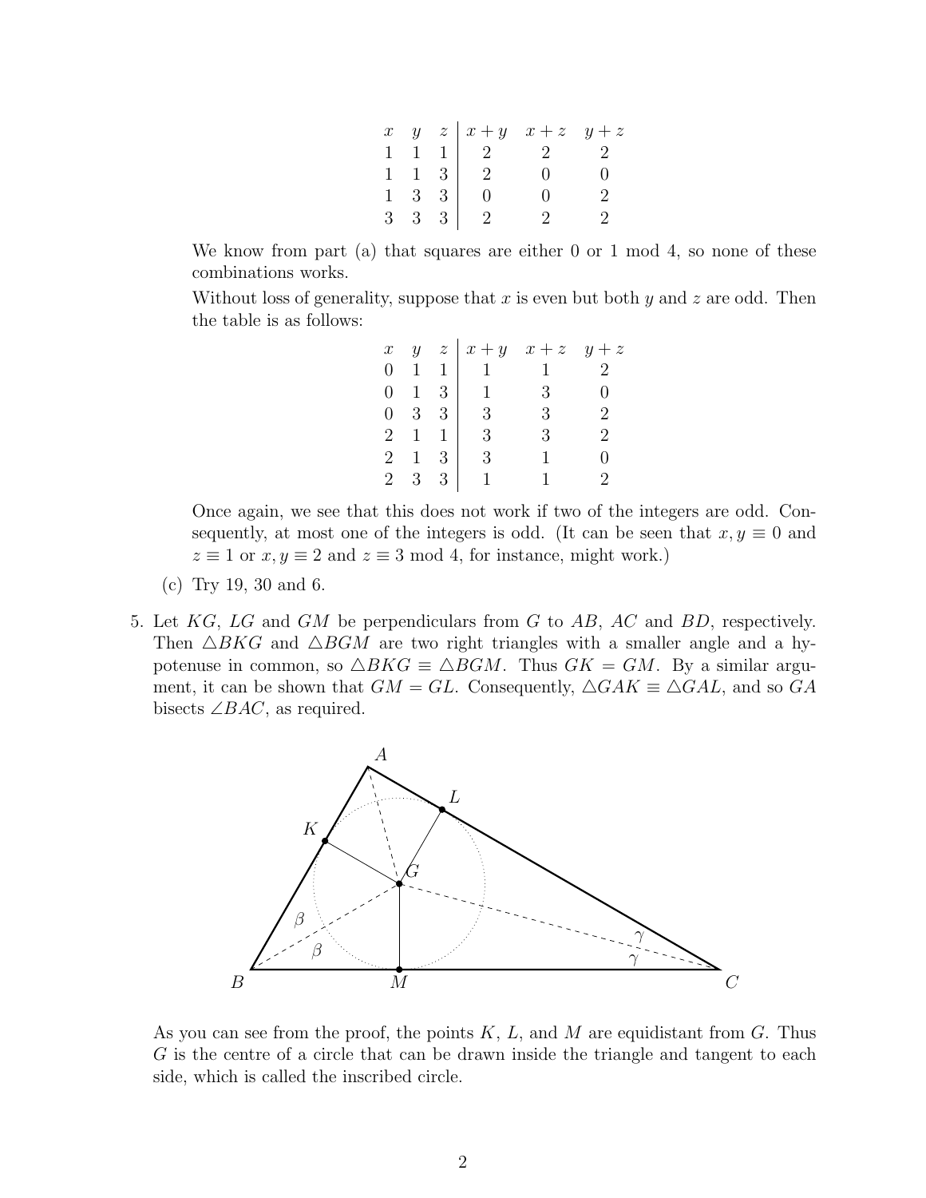| $x$ | $y$ | $z$ | $x+y$ | $x+z$ | $y+z$ |
|---|---|---|---|---|---|
| 1 | 1 | 1 | 2 | 2 | 2 |
| 1 | 1 | 3 | 2 | 0 | 0 |
| 1 | 3 | 3 | 0 | 0 | 2 |
| 3 | 3 | 3 | 2 | 2 | 2 |

We know from part (a) that squares are either 0 or 1 mod 4, so none of these combinations works.

Without loss of generality, suppose that $x$ is even but both $y$ and $z$ are odd. Then the table is as follows:

| $x$ | $y$ | $z$ | $x+y$ | $x+z$ | $y+z$ |
|---|---|---|---|---|---|
| 0 | 1 | 1 | 1 | 1 | 2 |
| 0 | 1 | 3 | 1 | 3 | 0 |
| 0 | 3 | 3 | 3 | 3 | 2 |
| 2 | 1 | 1 | 3 | 3 | 2 |
| 2 | 1 | 3 | 3 | 1 | 0 |
| 2 | 3 | 3 | 1 | 1 | 2 |

Once again, we see that this does not work if two of the integers are odd. Consequently, at most one of the integers is odd. (It can be seen that $x, y \equiv 0$ and $z \equiv 1$ or $x, y \equiv 2$ and $z \equiv 3$ mod 4, for instance, might work.)

(c) Try 19, 30 and 6.

5. Let $KG$, $LG$ and $GM$ be perpendiculars from $G$ to $AB$, $AC$ and $BD$, respectively. Then $\triangle BKG$ and $\triangle BGM$ are two right triangles with a smaller angle and a hypotenuse in common, so $\triangle BKG \equiv \triangle BGM$. Thus $GK = GM$. By a similar argument, it can be shown that $GM = GL$. Consequently, $\triangle GAK \equiv \triangle GAL$, and so $GA$ bisects $\angle BAC$, as required.

As you can see from the proof, the points $K$, $L$, and $M$ are equidistant from $G$. Thus $G$ is the centre of a circle that can be drawn inside the triangle and tangent to each side, which is called the inscribed circle.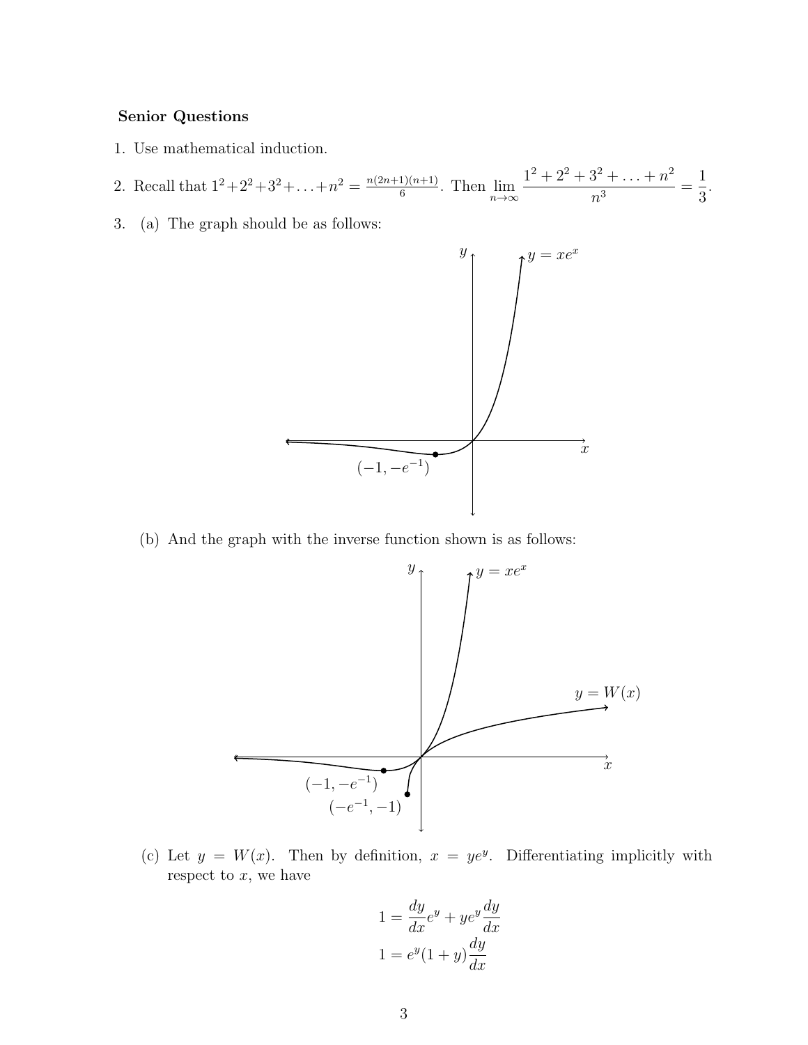**Senior Questions**

1. Use mathematical induction.

2. Recall that $1^2+2^2+3^2+\ldots+n^2 = \frac{n(2n+1)(n+1)}{6}$. Then $\lim_{n\to\infty} \dfrac{1^2+2^2+3^2+\ldots+n^2}{n^3} = \dfrac{1}{3}$.

3. (a) The graph should be as follows:

   (b) And the graph with the inverse function shown is as follows:

   (c) Let $y = W(x)$. Then by definition, $x = ye^y$. Differentiating implicitly with respect to $x$, we have

$$1 = \frac{dy}{dx}e^y + ye^y\frac{dy}{dx}$$

$$1 = e^y(1+y)\frac{dy}{dx}$$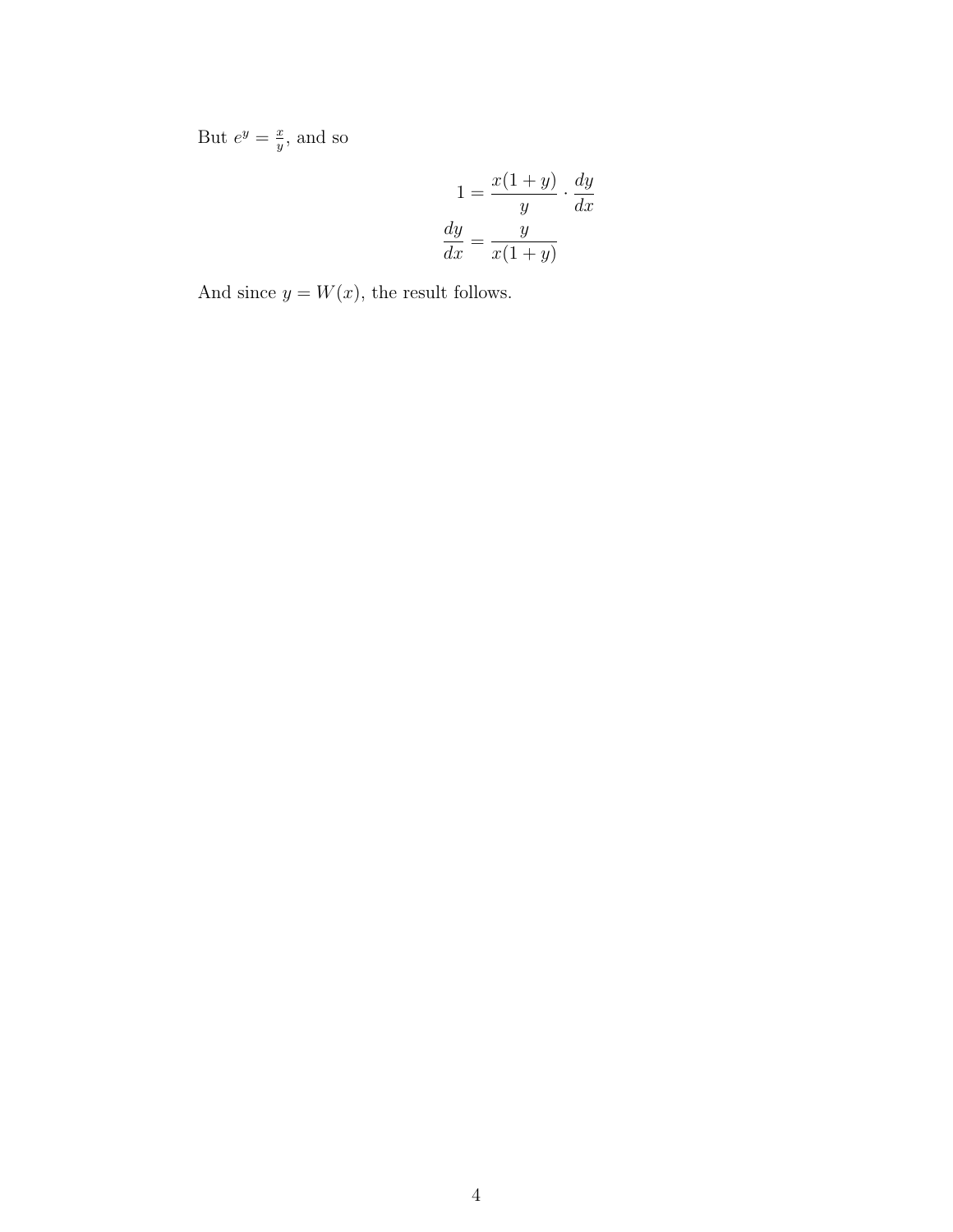But $e^y = \frac{x}{y}$, and so

$$
\begin{aligned}
1 &= \frac{x(1+y)}{y} \cdot \frac{dy}{dx} \\
\frac{dy}{dx} &= \frac{y}{x(1+y)}
\end{aligned}
$$

And since $y = W(x)$, the result follows.